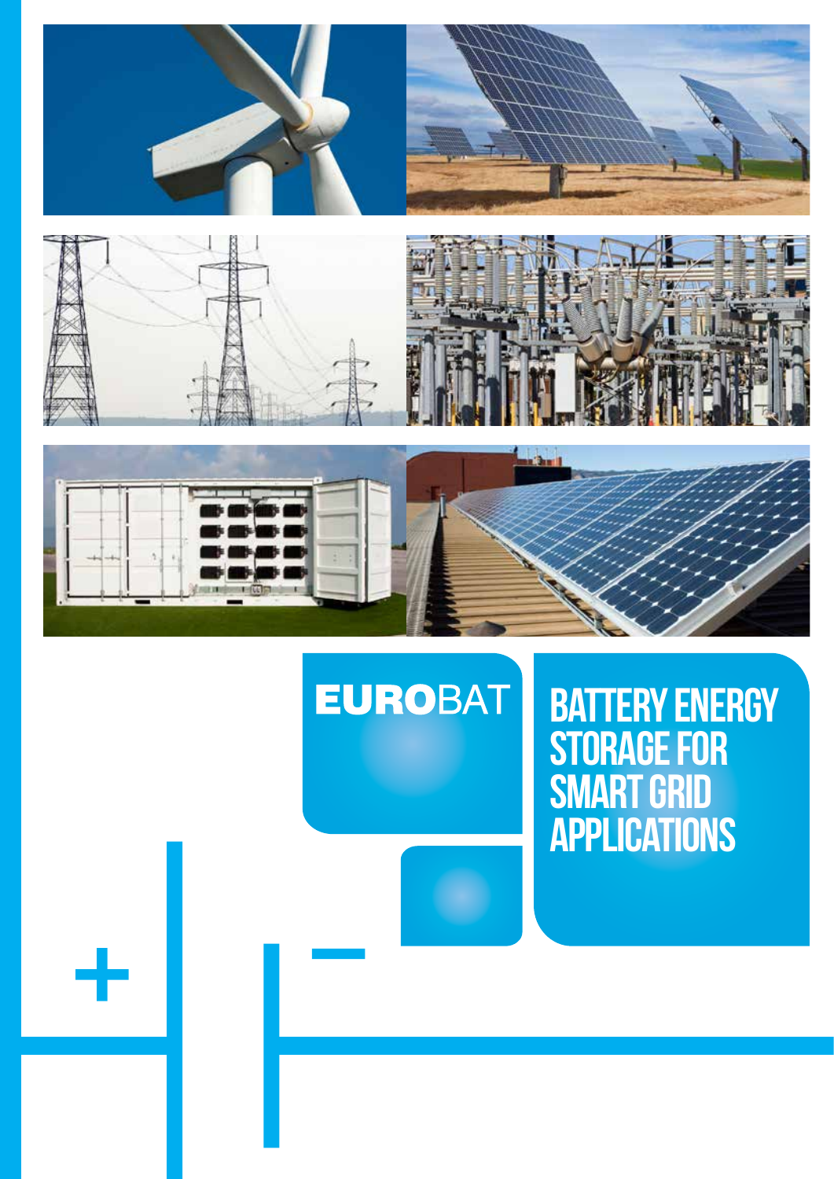EUROBAT

# BATTERY ENERGY STORAGE FOR SMART GRID APPLICATIONS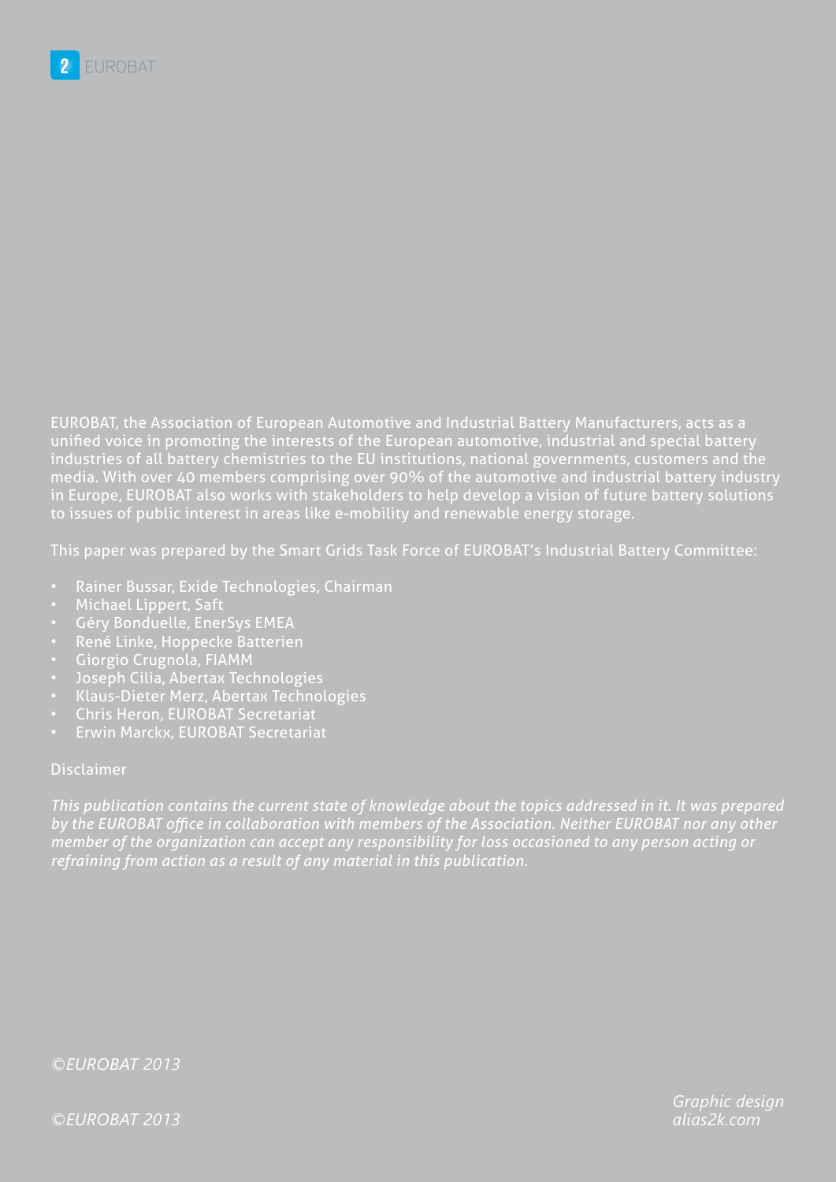EUROBAT, the Association of European Automotive and Industrial Battery Manufacturers, acts as a unified voice in promoting the interests of the European automotive, industrial and special battery industries of all battery chemistries to the EU institutions, national governments, customers and the media. With over 40 members comprising over 90% of the automotive and industrial battery industry in Europe, EUROBAT also works with stakeholders to help develop a vision of future battery solutions to issues of public interest in areas like e-mobility and renewable energy storage.

This paper was prepared by the Smart Grids Task Force of EUROBAT's Industrial Battery Committee:

- Rainer Bussar, Exide Technologies, Chairman
- Michael Lippert, Saft
- Géry Bonduelle, EnerSys EMEA
- René Linke, Hoppecke Batterien
- Giorgio Crugnola, FIAMM
- Joseph Cilia, Abertax Technologies
- Klaus-Dieter Merz, Abertax Technologies
- Chris Heron, EUROBAT Secretariat
- Erwin Marckx, EUROBAT Secretariat

Disclaimer

*This publication contains the current state of knowledge about the topics addressed in it. It was prepared by the EUROBAT office in collaboration with members of the Association. Neither EUROBAT nor any other member of the organization can accept any responsibility for loss occasioned to any person acting or refraining from action as a result of any material in this publication.*

*©EUROBAT 2013*

*©EUROBAT 2013*

*Graphic design alias2k.com*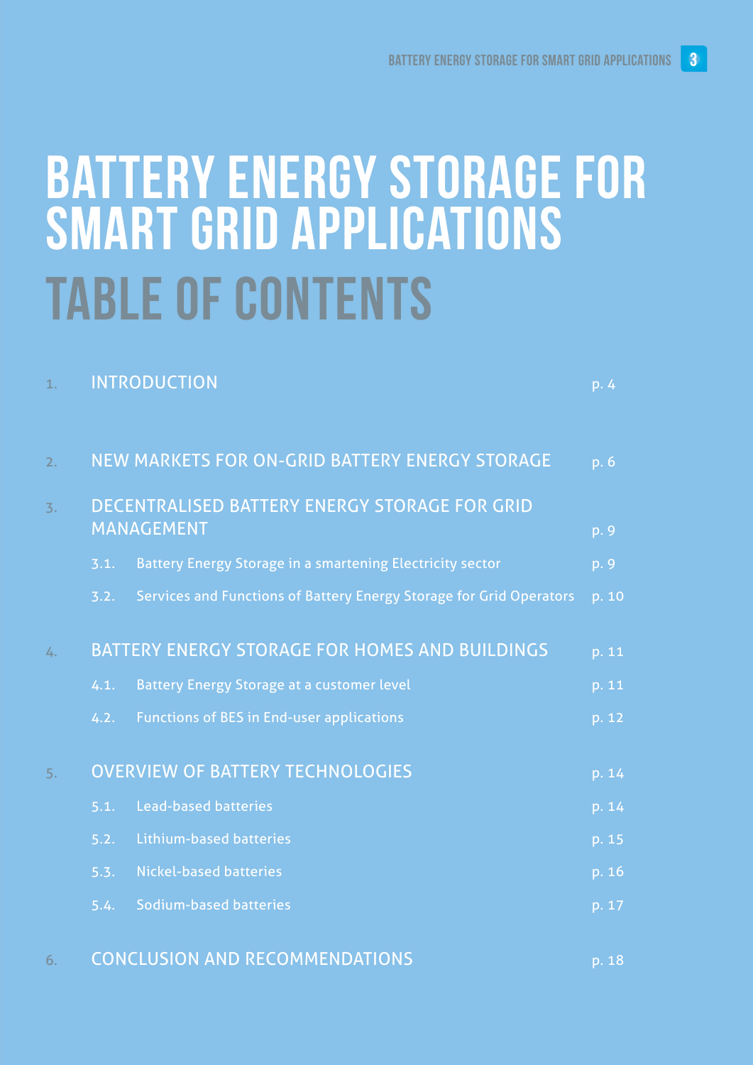# BATTERY ENERGY STORAGE FOR SMART GRID APPLICATIONS

## TABLE OF CONTENTS

1. INTRODUCTION ........ p. 4

2. NEW MARKETS FOR ON-GRID BATTERY ENERGY STORAGE ........ p. 6

3. DECENTRALISED BATTERY ENERGY STORAGE FOR GRID MANAGEMENT ........ p. 9
   - 3.1. Battery Energy Storage in a smartening Electricity sector ........ p. 9
   - 3.2. Services and Functions of Battery Energy Storage for Grid Operators ........ p. 10

4. BATTERY ENERGY STORAGE FOR HOMES AND BUILDINGS ........ p. 11
   - 4.1. Battery Energy Storage at a customer level ........ p. 11
   - 4.2. Functions of BES in End-user applications ........ p. 12

5. OVERVIEW OF BATTERY TECHNOLOGIES ........ p. 14
   - 5.1. Lead-based batteries ........ p. 14
   - 5.2. Lithium-based batteries ........ p. 15
   - 5.3. Nickel-based batteries ........ p. 16
   - 5.4. Sodium-based batteries ........ p. 17

6. CONCLUSION AND RECOMMENDATIONS ........ p. 18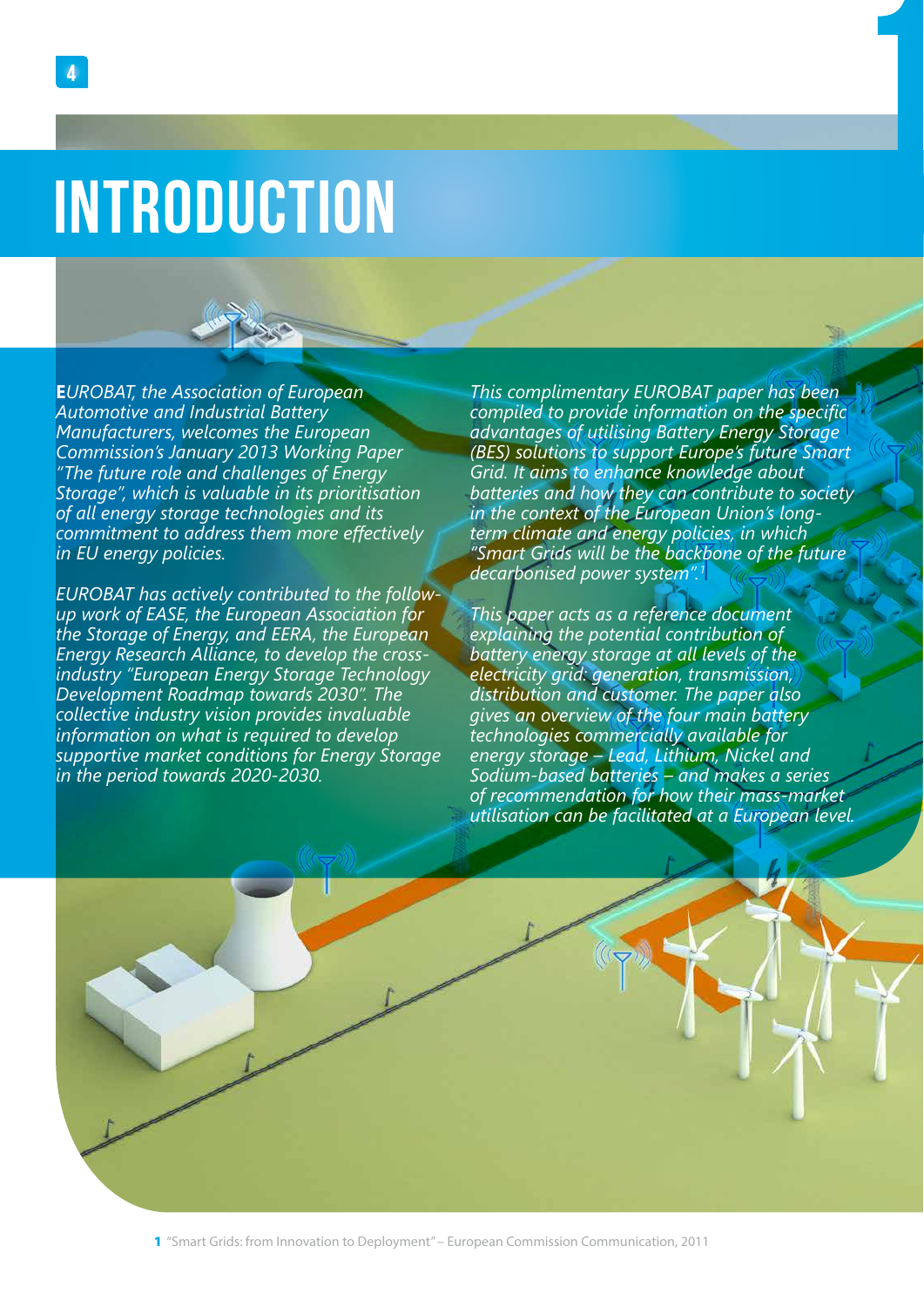# INTRODUCTION

*EUROBAT, the Association of European Automotive and Industrial Battery Manufacturers, welcomes the European Commission's January 2013 Working Paper "The future role and challenges of Energy Storage", which is valuable in its prioritisation of all energy storage technologies and its commitment to address them more effectively in EU energy policies.*

*EUROBAT has actively contributed to the follow-up work of EASE, the European Association for the Storage of Energy, and EERA, the European Energy Research Alliance, to develop the cross-industry "European Energy Storage Technology Development Roadmap towards 2030". The collective industry vision provides invaluable information on what is required to develop supportive market conditions for Energy Storage in the period towards 2020-2030.*

*This complimentary EUROBAT paper has been compiled to provide information on the specific advantages of utilising Battery Energy Storage (BES) solutions to support Europe's future Smart Grid. It aims to enhance knowledge about batteries and how they can contribute to society in the context of the European Union's long-term climate and energy policies, in which "Smart Grids will be the backbone of the future decarbonised power system".[1]*

*This paper acts as a reference document explaining the potential contribution of battery energy storage at all levels of the electricity grid: generation, transmission, distribution and customer. The paper also gives an overview of the four main battery technologies commercially available for energy storage – Lead, Lithium, Nickel and Sodium-based batteries – and makes a series of recommendation for how their mass-market utilisation can be facilitated at a European level.*

[1] "Smart Grids: from Innovation to Deployment" – European Commission Communication, 2011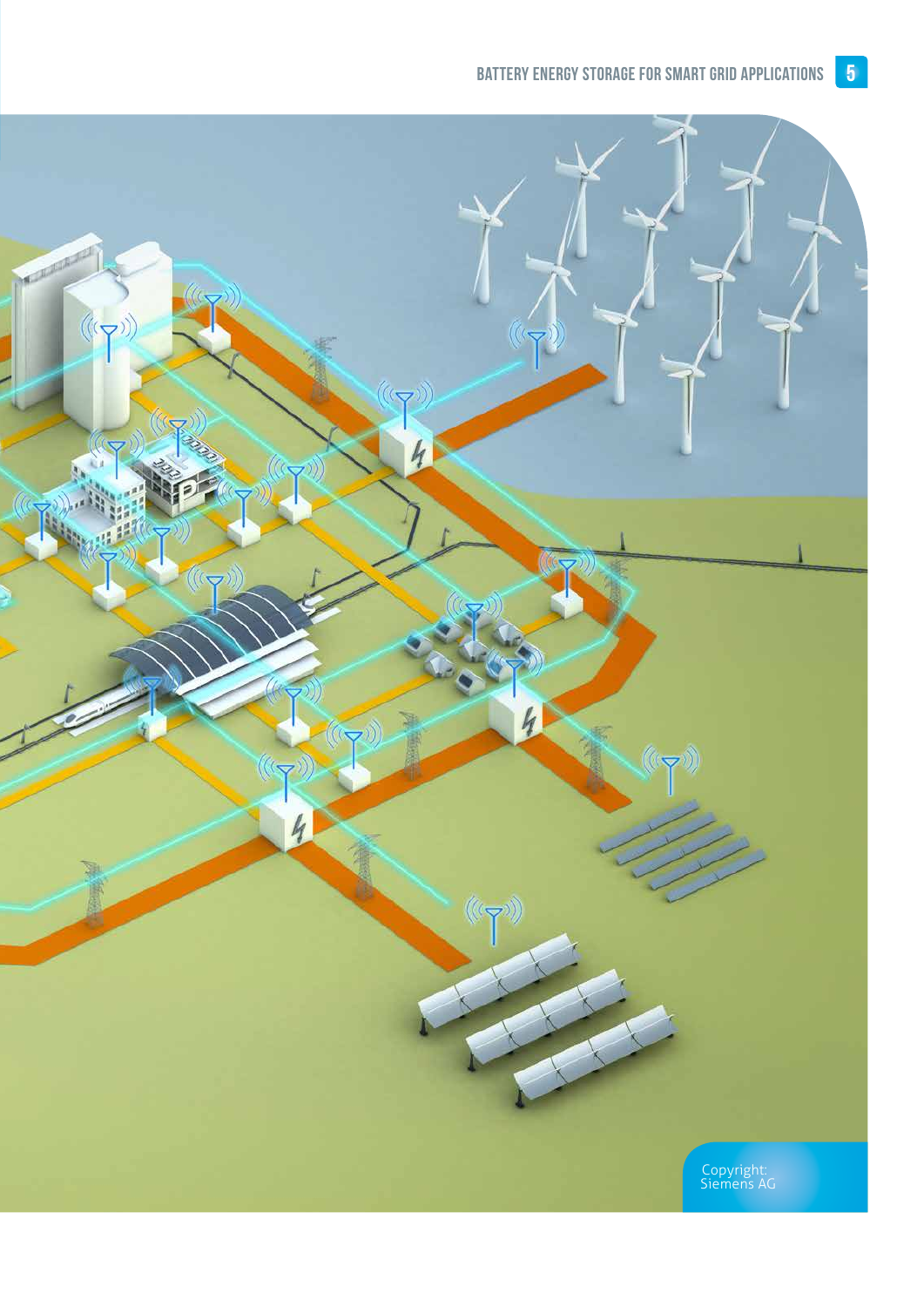Copyright:
Siemens AG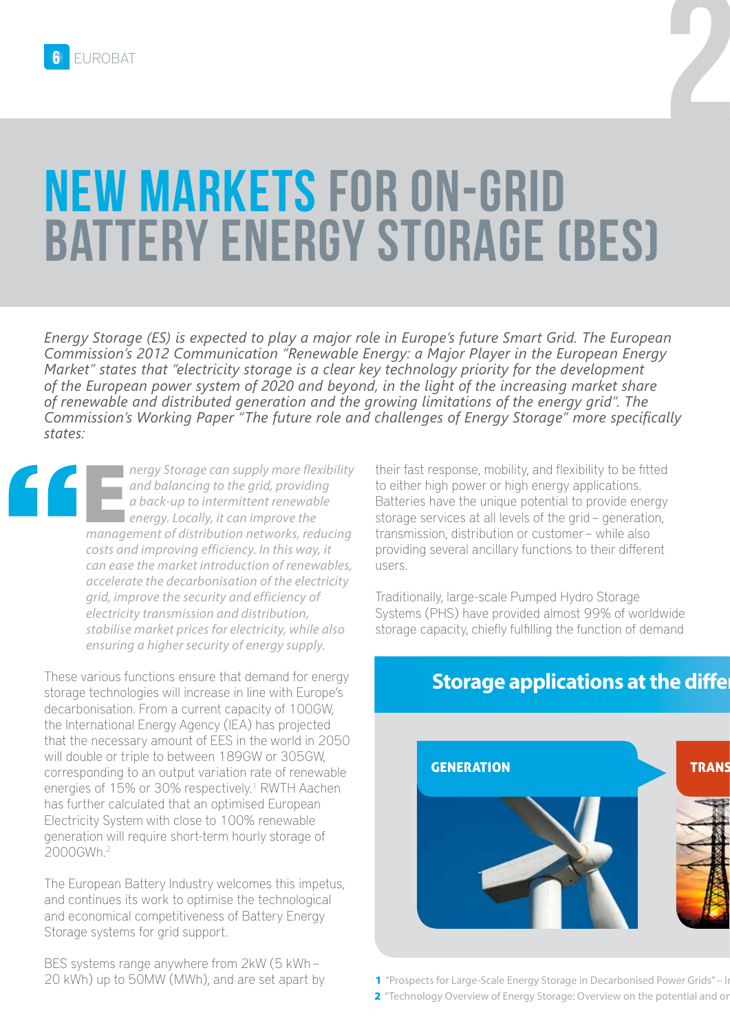# NEW MARKETS FOR ON-GRID BATTERY ENERGY STORAGE (BES)

*Energy Storage (ES) is expected to play a major role in Europe's future Smart Grid. The European Commission's 2012 Communication "Renewable Energy: a Major Player in the European Energy Market" states that "electricity storage is a clear key technology priority for the development of the European power system of 2020 and beyond, in the light of the increasing market share of renewable and distributed generation and the growing limitations of the energy grid". The Commission's Working Paper "The future role and challenges of Energy Storage" more specifically states:*

> *Energy Storage can supply more flexibility and balancing to the grid, providing a back-up to intermittent renewable energy. Locally, it can improve the management of distribution networks, reducing costs and improving efficiency. In this way, it can ease the market introduction of renewables, accelerate the decarbonisation of the electricity grid, improve the security and efficiency of electricity transmission and distribution, stabilise market prices for electricity, while also ensuring a higher security of energy supply.*

These various functions ensure that demand for energy storage technologies will increase in line with Europe's decarbonisation. From a current capacity of 100GW, the International Energy Agency (IEA) has projected that the necessary amount of EES in the world in 2050 will double or triple to between 189GW or 305GW, corresponding to an output variation rate of renewable energies of 15% or 30% respectively.[1] RWTH Aachen has further calculated that an optimised European Electricity System with close to 100% renewable generation will require short-term hourly storage of 2000GWh.[2]

The European Battery Industry welcomes this impetus, and continues its work to optimise the technological and economical competitiveness of Battery Energy Storage systems for grid support.

BES systems range anywhere from 2kW (5 kWh – 20 kWh) up to 50MW (MWh), and are set apart by their fast response, mobility, and flexibility to be fitted to either high power or high energy applications. Batteries have the unique potential to provide energy storage services at all levels of the grid – generation, transmission, distribution or customer – while also providing several ancillary functions to their different users.

Traditionally, large-scale Pumped Hydro Storage Systems (PHS) have provided almost 99% of worldwide storage capacity, chiefly fulfilling the function of demand

## Storage applications at the diffe

GENERATION

TRANS

1 "Prospects for Large-Scale Energy Storage in Decarbonised Power Grids" – I

2 "Technology Overview of Energy Storage: Overview on the potential and o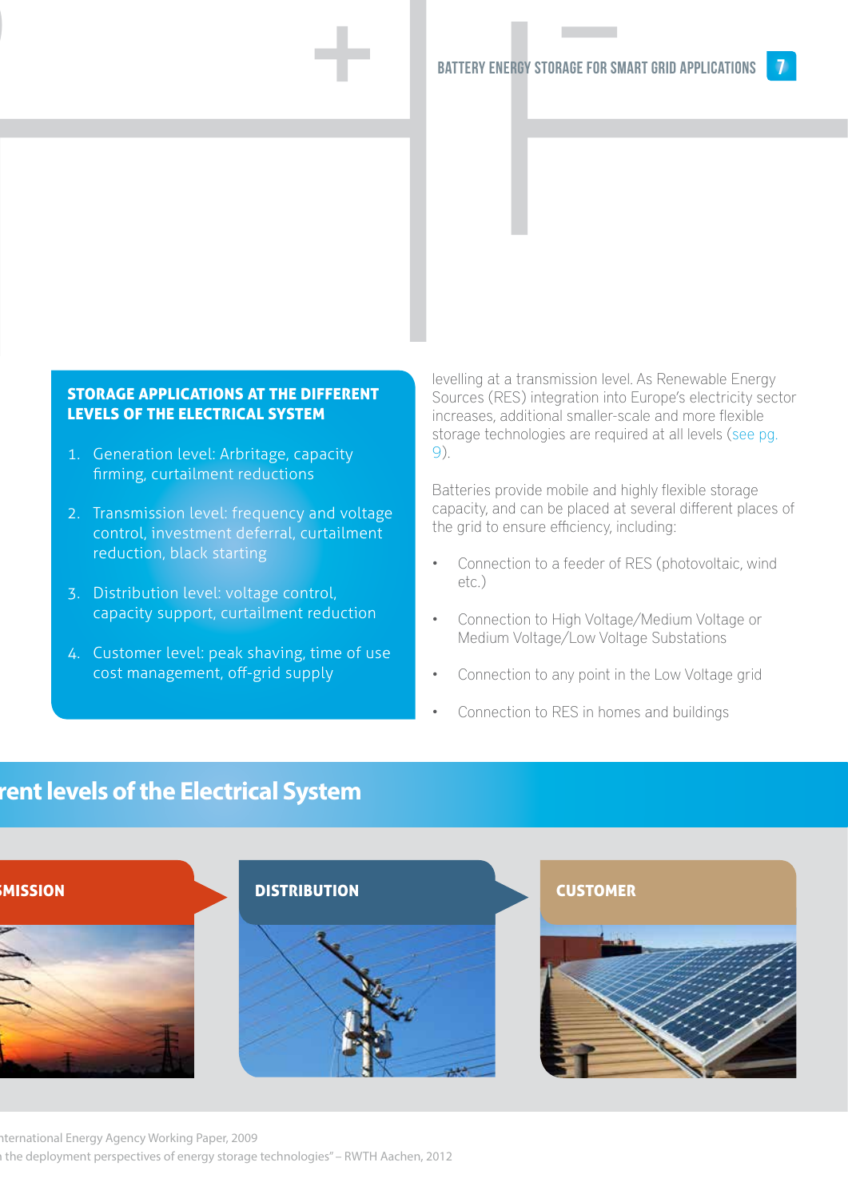### STORAGE APPLICATIONS AT THE DIFFERENT LEVELS OF THE ELECTRICAL SYSTEM

1. Generation level: Arbitrage, capacity firming, curtailment reductions
2. Transmission level: frequency and voltage control, investment deferral, curtailment reduction, black starting
3. Distribution level: voltage control, capacity support, curtailment reduction
4. Customer level: peak shaving, time of use cost management, off-grid supply

levelling at a transmission level. As Renewable Energy Sources (RES) integration into Europe's electricity sector increases, additional smaller-scale and more flexible storage technologies are required at all levels (see pg. 9).

Batteries provide mobile and highly flexible storage capacity, and can be placed at several different places of the grid to ensure efficiency, including:

- Connection to a feeder of RES (photovoltaic, wind etc.)
- Connection to High Voltage/Medium Voltage or Medium Voltage/Low Voltage Substations
- Connection to any point in the Low Voltage grid
- Connection to RES in homes and buildings

## rent levels of the Electrical System

SMISSION

DISTRIBUTION

CUSTOMER

nternational Energy Agency Working Paper, 2009

the deployment perspectives of energy storage technologies" – RWTH Aachen, 2012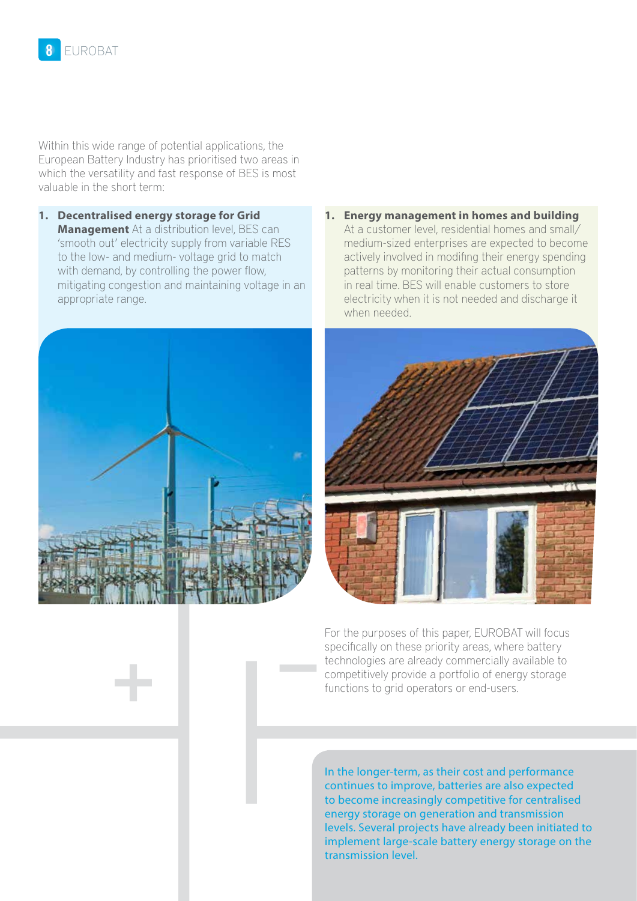Within this wide range of potential applications, the European Battery Industry has prioritised two areas in which the versatility and fast response of BES is most valuable in the short term:

1. **Decentralised energy storage for Grid Management** At a distribution level, BES can 'smooth out' electricity supply from variable RES to the low- and medium- voltage grid to match with demand, by controlling the power flow, mitigating congestion and maintaining voltage in an appropriate range.

1. **Energy management in homes and building** At a customer level, residential homes and small/ medium-sized enterprises are expected to become actively involved in modifing their energy spending patterns by monitoring their actual consumption in real time. BES will enable customers to store electricity when it is not needed and discharge it when needed.

For the purposes of this paper, EUROBAT will focus specifically on these priority areas, where battery technologies are already commercially available to competitively provide a portfolio of energy storage functions to grid operators or end-users.

In the longer-term, as their cost and performance continues to improve, batteries are also expected to become increasingly competitive for centralised energy storage on generation and transmission levels. Several projects have already been initiated to implement large-scale battery energy storage on the transmission level.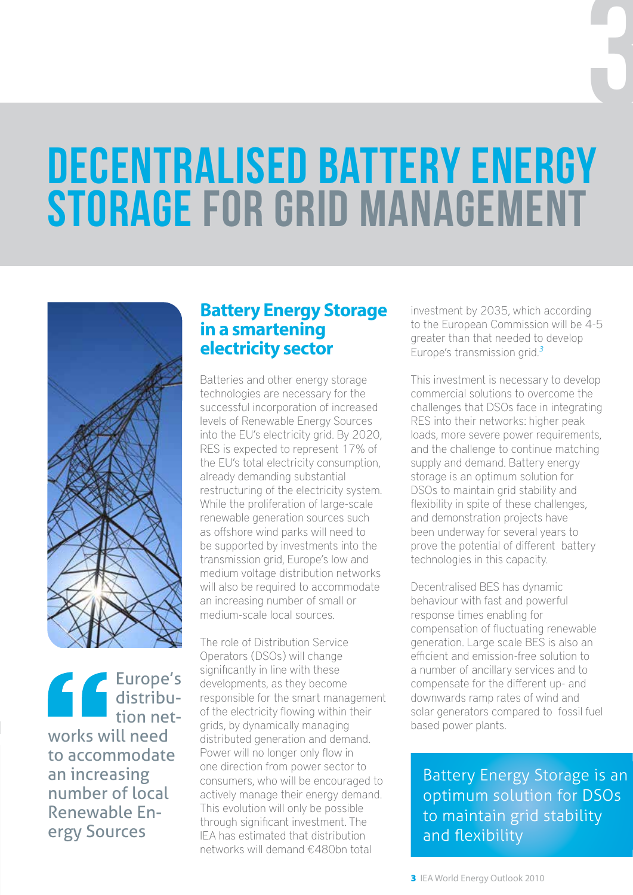# DECENTRALISED BATTERY ENERGY STORAGE FOR GRID MANAGEMENT

> Europe's distribution networks will need to accommodate an increasing number of local Renewable Energy Sources

## Battery Energy Storage in a smartening electricity sector

Batteries and other energy storage technologies are necessary for the successful incorporation of increased levels of Renewable Energy Sources into the EU's electricity grid. By 2020, RES is expected to represent 17% of the EU's total electricity consumption, already demanding substantial restructuring of the electricity system. While the proliferation of large-scale renewable generation sources such as offshore wind parks will need to be supported by investments into the transmission grid, Europe's low and medium voltage distribution networks will also be required to accommodate an increasing number of small or medium-scale local sources.

The role of Distribution Service Operators (DSOs) will change significantly in line with these developments, as they become responsible for the smart management of the electricity flowing within their grids, by dynamically managing distributed generation and demand. Power will no longer only flow in one direction from power sector to consumers, who will be encouraged to actively manage their energy demand. This evolution will only be possible through significant investment. The IEA has estimated that distribution networks will demand €480bn total investment by 2035, which according to the European Commission will be 4-5 greater than that needed to develop Europe's transmission grid.[3]

This investment is necessary to develop commercial solutions to overcome the challenges that DSOs face in integrating RES into their networks: higher peak loads, more severe power requirements, and the challenge to continue matching supply and demand. Battery energy storage is an optimum solution for DSOs to maintain grid stability and flexibility in spite of these challenges, and demonstration projects have been underway for several years to prove the potential of different battery technologies in this capacity.

Decentralised BES has dynamic behaviour with fast and powerful response times enabling for compensation of fluctuating renewable generation. Large scale BES is also an efficient and emission-free solution to a number of ancillary services and to compensate for the different up- and downwards ramp rates of wind and solar generators compared to fossil fuel based power plants.

> Battery Energy Storage is an optimum solution for DSOs to maintain grid stability and flexibility

3 IEA World Energy Outlook 2010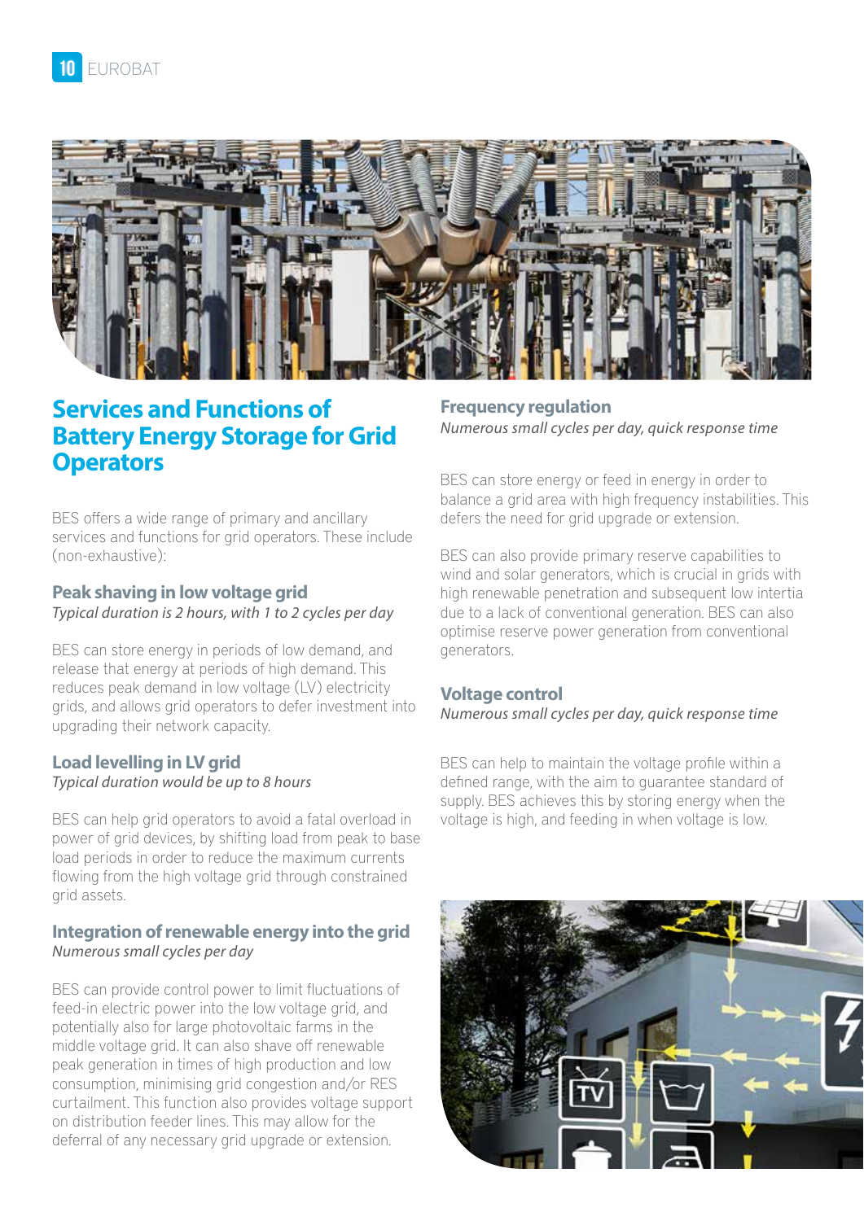# Services and Functions of Battery Energy Storage for Grid Operators

BES offers a wide range of primary and ancillary services and functions for grid operators. These include (non-exhaustive):

### Peak shaving in low voltage grid

*Typical duration is 2 hours, with 1 to 2 cycles per day*

BES can store energy in periods of low demand, and release that energy at periods of high demand. This reduces peak demand in low voltage (LV) electricity grids, and allows grid operators to defer investment into upgrading their network capacity.

### Load levelling in LV grid

*Typical duration would be up to 8 hours*

BES can help grid operators to avoid a fatal overload in power of grid devices, by shifting load from peak to base load periods in order to reduce the maximum currents flowing from the high voltage grid through constrained grid assets.

### Integration of renewable energy into the grid

*Numerous small cycles per day*

BES can provide control power to limit fluctuations of feed-in electric power into the low voltage grid, and potentially also for large photovoltaic farms in the middle voltage grid. It can also shave off renewable peak generation in times of high production and low consumption, minimising grid congestion and/or RES curtailment. This function also provides voltage support on distribution feeder lines. This may allow for the deferral of any necessary grid upgrade or extension.

### Frequency regulation

*Numerous small cycles per day, quick response time*

BES can store energy or feed in energy in order to balance a grid area with high frequency instabilities. This defers the need for grid upgrade or extension.

BES can also provide primary reserve capabilities to wind and solar generators, which is crucial in grids with high renewable penetration and subsequent low intertia due to a lack of conventional generation. BES can also optimise reserve power generation from conventional generators.

### Voltage control

*Numerous small cycles per day, quick response time*

BES can help to maintain the voltage profile within a defined range, with the aim to guarantee standard of supply. BES achieves this by storing energy when the voltage is high, and feeding in when voltage is low.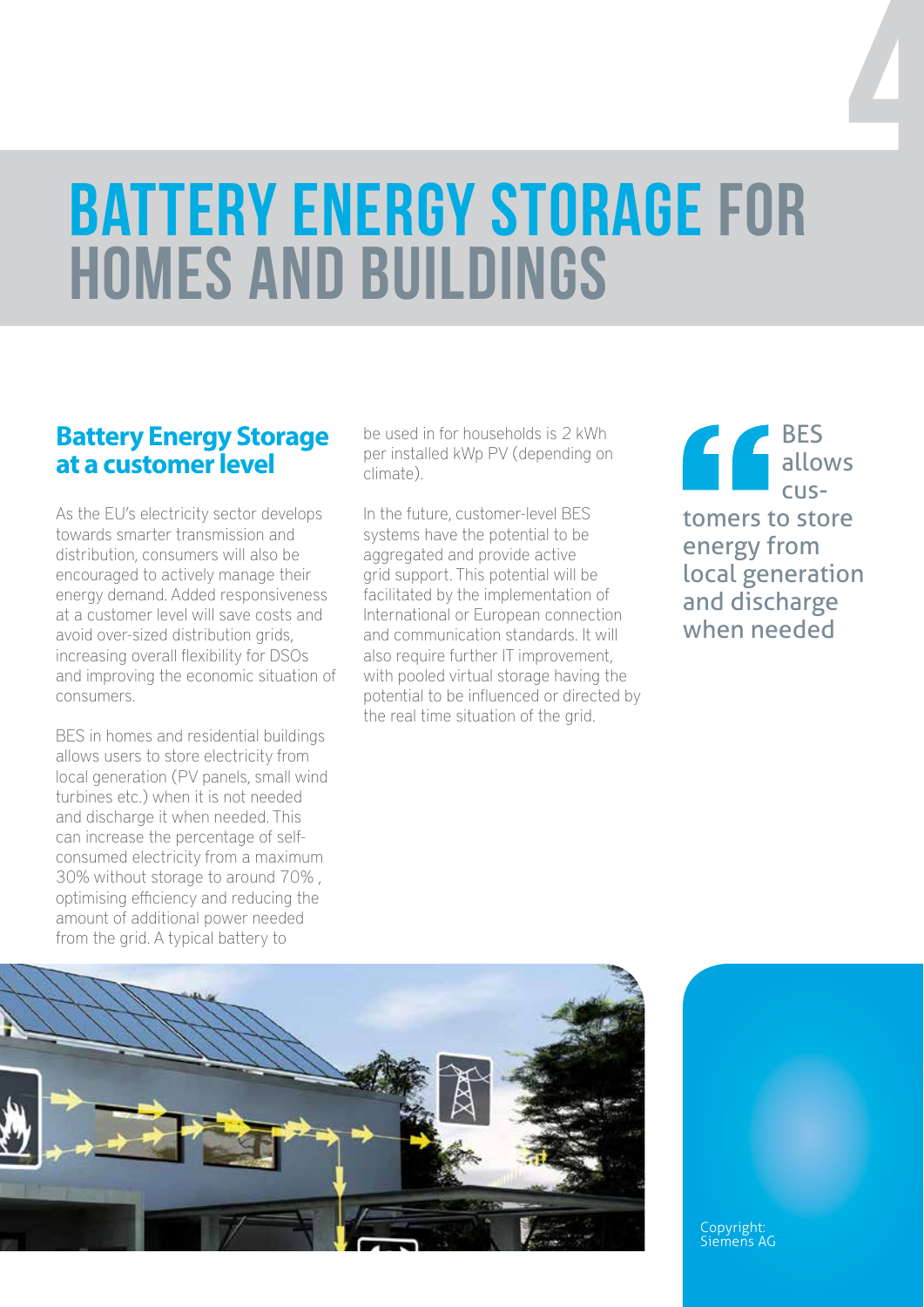# BATTERY ENERGY STORAGE FOR HOMES AND BUILDINGS

## Battery Energy Storage at a customer level

As the EU's electricity sector develops towards smarter transmission and distribution, consumers will also be encouraged to actively manage their energy demand. Added responsiveness at a customer level will save costs and avoid over-sized distribution grids, increasing overall flexibility for DSOs and improving the economic situation of consumers.

BES in homes and residential buildings allows users to store electricity from local generation (PV panels, small wind turbines etc.) when it is not needed and discharge it when needed. This can increase the percentage of self-consumed electricity from a maximum 30% without storage to around 70% , optimising efficiency and reducing the amount of additional power needed from the grid. A typical battery to be used in for households is 2 kWh per installed kWp PV (depending on climate).

In the future, customer-level BES systems have the potential to be aggregated and provide active grid support. This potential will be facilitated by the implementation of International or European connection and communication standards. It will also require further IT improvement, with pooled virtual storage having the potential to be influenced or directed by the real time situation of the grid.

> "BES allows customers to store energy from local generation and discharge when needed

Copyright: Siemens AG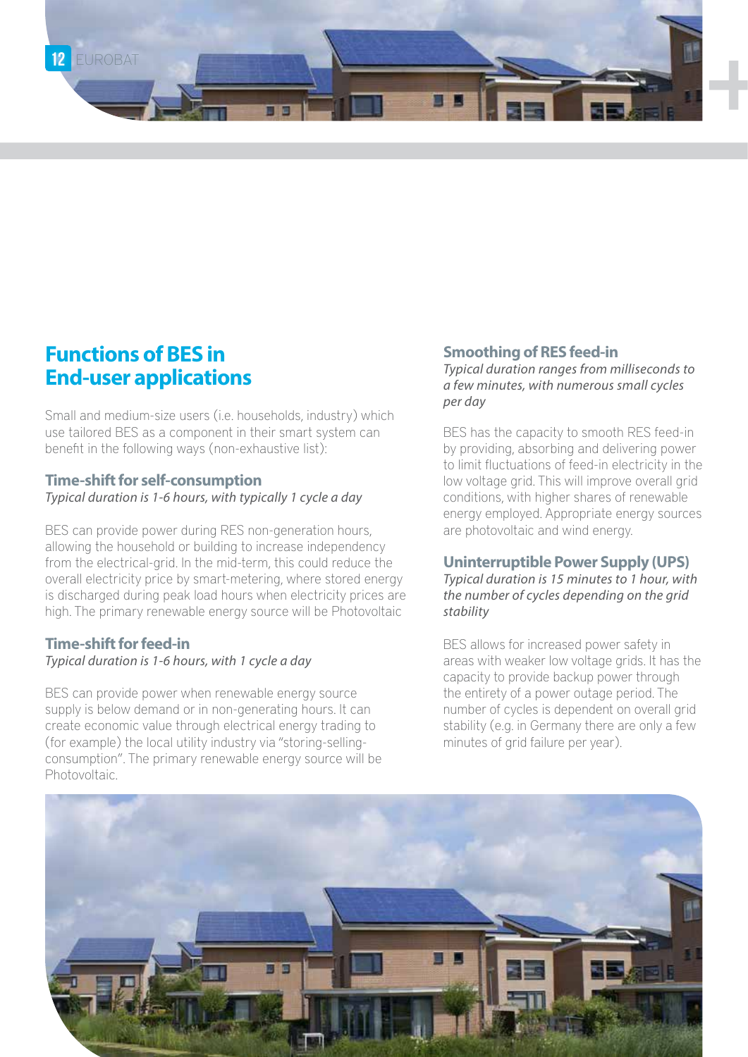## Functions of BES in End-user applications

Small and medium-size users (i.e. households, industry) which use tailored BES as a component in their smart system can benefit in the following ways (non-exhaustive list):

### Time-shift for self-consumption

*Typical duration is 1-6 hours, with typically 1 cycle a day*

BES can provide power during RES non-generation hours, allowing the household or building to increase independency from the electrical-grid. In the mid-term, this could reduce the overall electricity price by smart-metering, where stored energy is discharged during peak load hours when electricity prices are high. The primary renewable energy source will be Photovoltaic

### Time-shift for feed-in

*Typical duration is 1-6 hours, with 1 cycle a day*

BES can provide power when renewable energy source supply is below demand or in non-generating hours. It can create economic value through electrical energy trading to (for example) the local utility industry via "storing-selling-consumption". The primary renewable energy source will be Photovoltaic.

### Smoothing of RES feed-in

*Typical duration ranges from milliseconds to a few minutes, with numerous small cycles per day*

BES has the capacity to smooth RES feed-in by providing, absorbing and delivering power to limit fluctuations of feed-in electricity in the low voltage grid. This will improve overall grid conditions, with higher shares of renewable energy employed. Appropriate energy sources are photovoltaic and wind energy.

### Uninterruptible Power Supply (UPS)

*Typical duration is 15 minutes to 1 hour, with the number of cycles depending on the grid stability*

BES allows for increased power safety in areas with weaker low voltage grids. It has the capacity to provide backup power through the entirety of a power outage period. The number of cycles is dependent on overall grid stability (e.g. in Germany there are only a few minutes of grid failure per year).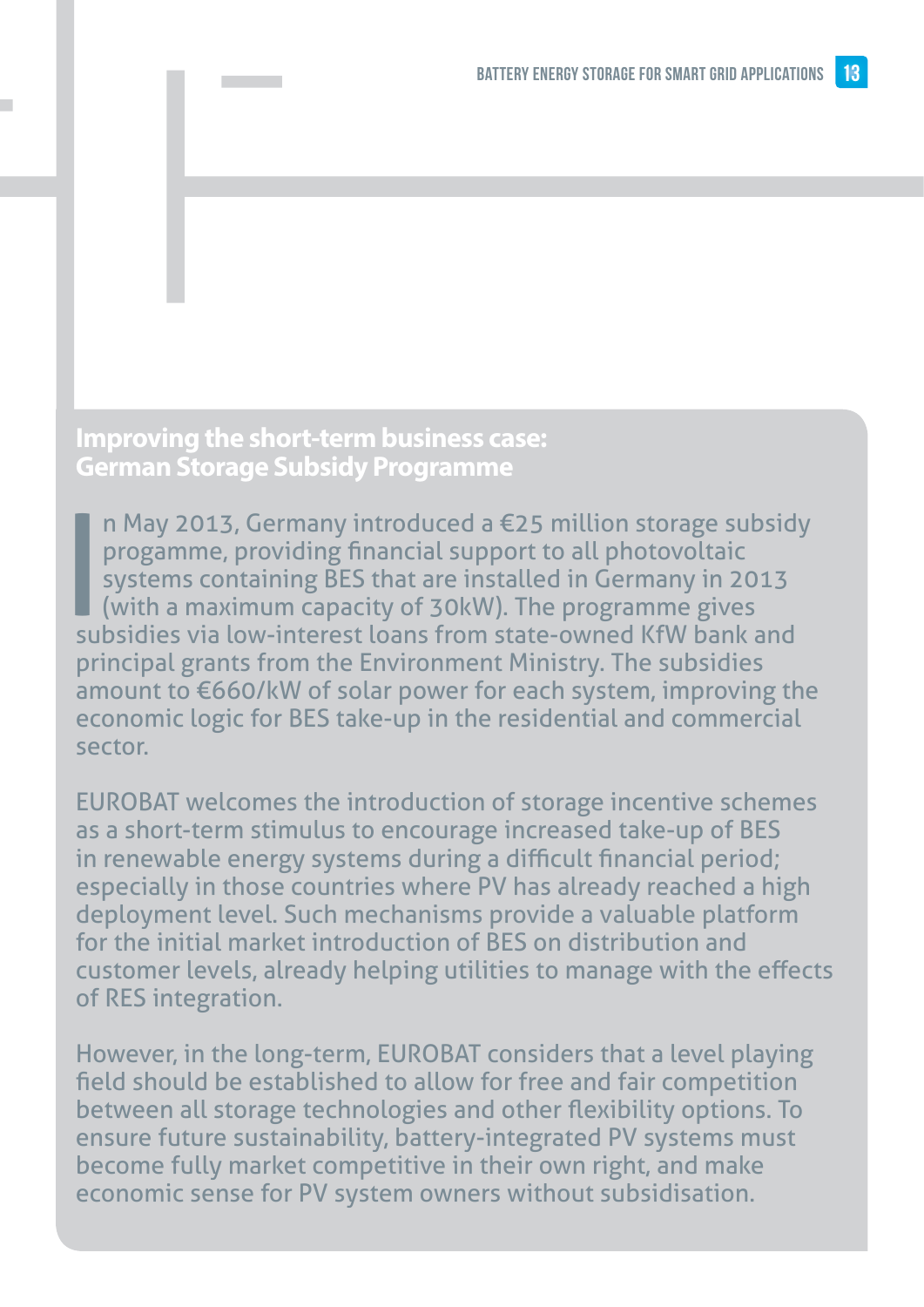## Improving the short-term business case: German Storage Subsidy Programme

In May 2013, Germany introduced a €25 million storage subsidy progamme, providing financial support to all photovoltaic systems containing BES that are installed in Germany in 2013 (with a maximum capacity of 30kW). The programme gives subsidies via low-interest loans from state-owned KfW bank and principal grants from the Environment Ministry. The subsidies amount to €660/kW of solar power for each system, improving the economic logic for BES take-up in the residential and commercial sector.

EUROBAT welcomes the introduction of storage incentive schemes as a short-term stimulus to encourage increased take-up of BES in renewable energy systems during a difficult financial period; especially in those countries where PV has already reached a high deployment level. Such mechanisms provide a valuable platform for the initial market introduction of BES on distribution and customer levels, already helping utilities to manage with the effects of RES integration.

However, in the long-term, EUROBAT considers that a level playing field should be established to allow for free and fair competition between all storage technologies and other flexibility options. To ensure future sustainability, battery-integrated PV systems must become fully market competitive in their own right, and make economic sense for PV system owners without subsidisation.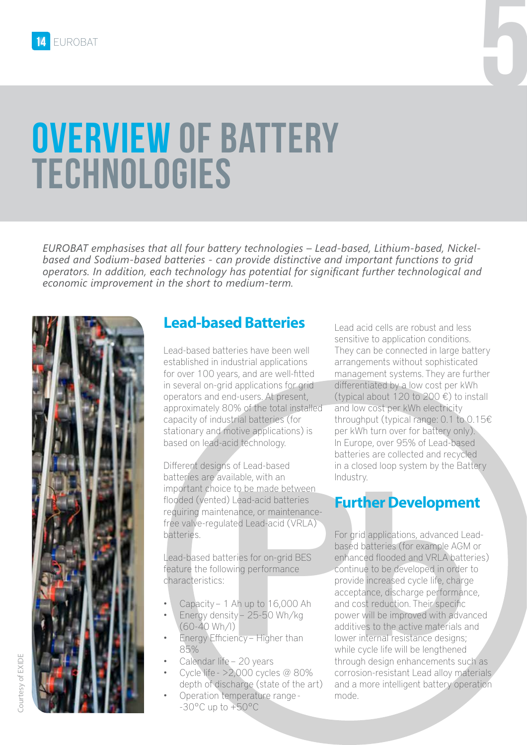# OVERVIEW OF BATTERY TECHNOLOGIES

*EUROBAT emphasises that all four battery technologies – Lead-based, Lithium-based, Nickel-based and Sodium-based batteries - can provide distinctive and important functions to grid operators. In addition, each technology has potential for significant further technological and economic improvement in the short to medium-term.*

Courtesy of EXIDE

## Lead-based Batteries

Lead-based batteries have been well established in industrial applications for over 100 years, and are well-fitted in several on-grid applications for grid operators and end-users. At present, approximately 80% of the total installed capacity of industrial batteries (for stationary and motive applications) is based on lead-acid technology.

Different designs of Lead-based batteries are available, with an important choice to be made between flooded (vented) Lead-acid batteries requiring maintenance, or maintenance-free valve-regulated Lead-acid (VRLA) batteries.

Lead-based batteries for on-grid BES feature the following performance characteristics:

- Capacity – 1 Ah up to 16,000 Ah
- Energy density – 25-50 Wh/kg (60-40 Wh/l)
- Energy Efficiency – Higher than 85%
- Calendar life – 20 years
- Cycle life - >2,000 cycles @ 80% depth of discharge (state of the art)
- Operation temperature range - -30°C up to +50°C

Lead acid cells are robust and less sensitive to application conditions. They can be connected in large battery arrangements without sophisticated management systems. They are further differentiated by a low cost per kWh (typical about 120 to 200 €) to install and low cost per kWh electricity throughput (typical range: 0.1 to 0.15€ per kWh turn over for battery only). In Europe, over 95% of Lead-based batteries are collected and recycled in a closed loop system by the Battery Industry.

## Further Development

For grid applications, advanced Lead-based batteries (for example AGM or enhanced flooded and VRLA batteries) continue to be developed in order to provide increased cycle life, charge acceptance, discharge performance, and cost reduction. Their specific power will be improved with advanced additives to the active materials and lower internal resistance designs; while cycle life will be lengthened through design enhancements such as corrosion-resistant Lead alloy materials and a more intelligent battery operation mode.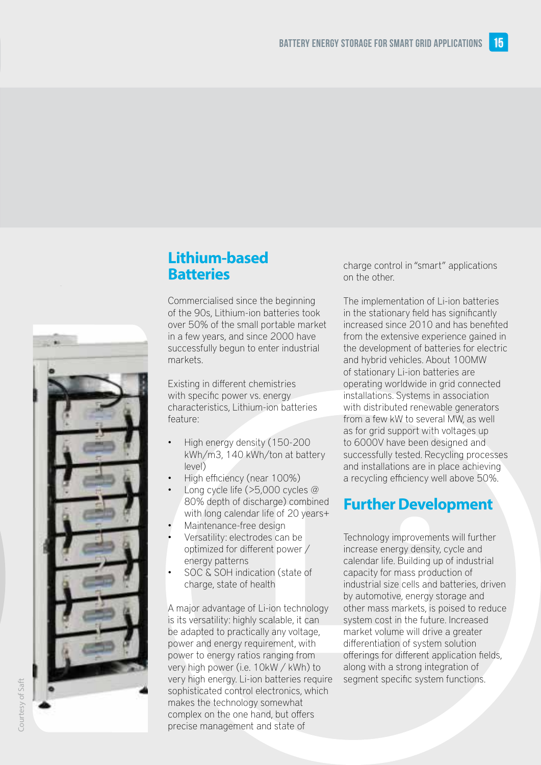## Lithium-based Batteries

Commercialised since the beginning of the 90s, Lithium-ion batteries took over 50% of the small portable market in a few years, and since 2000 have successfully begun to enter industrial markets.

Existing in different chemistries with specific power vs. energy characteristics, Lithium-ion batteries feature:

- High energy density (150-200 kWh/m3, 140 kWh/ton at battery level)
- High efficiency (near 100%)
- Long cycle life (>5,000 cycles @ 80% depth of discharge) combined with long calendar life of 20 years+
- Maintenance-free design
- Versatility: electrodes can be optimized for different power / energy patterns
- SOC & SOH indication (state of charge, state of health

A major advantage of Li-ion technology is its versatility: highly scalable, it can be adapted to practically any voltage, power and energy requirement, with power to energy ratios ranging from very high power (i.e. 10kW / kWh) to very high energy. Li-ion batteries require sophisticated control electronics, which makes the technology somewhat complex on the one hand, but offers precise management and state of charge control in "smart" applications on the other.

The implementation of Li-ion batteries in the stationary field has significantly increased since 2010 and has benefited from the extensive experience gained in the development of batteries for electric and hybrid vehicles. About 100MW of stationary Li-ion batteries are operating worldwide in grid connected installations. Systems in association with distributed renewable generators from a few kW to several MW, as well as for grid support with voltages up to 6000V have been designed and successfully tested. Recycling processes and installations are in place achieving a recycling efficiency well above 50%.

## Further Development

Technology improvements will further increase energy density, cycle and calendar life. Building up of industrial capacity for mass production of industrial size cells and batteries, driven by automotive, energy storage and other mass markets, is poised to reduce system cost in the future. Increased market volume will drive a greater differentiation of system solution offerings for different application fields, along with a strong integration of segment specific system functions.

Courtesy of Saft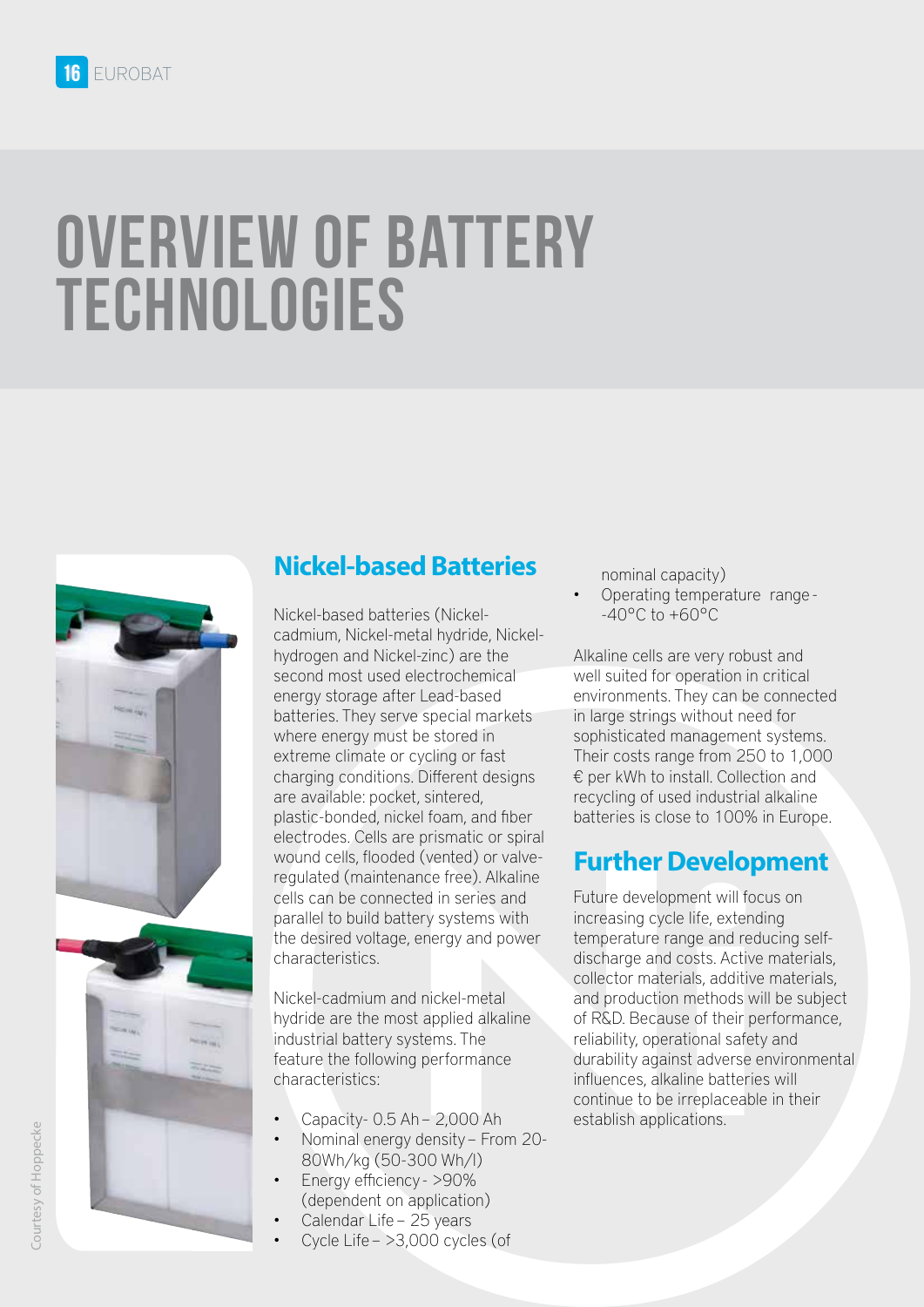# OVERVIEW OF BATTERY TECHNOLOGIES

Courtesy of Hoppecke

## Nickel-based Batteries

Nickel-based batteries (Nickel-cadmium, Nickel-metal hydride, Nickel-hydrogen and Nickel-zinc) are the second most used electrochemical energy storage after Lead-based batteries. They serve special markets where energy must be stored in extreme climate or cycling or fast charging conditions. Different designs are available: pocket, sintered, plastic-bonded, nickel foam, and fiber electrodes. Cells are prismatic or spiral wound cells, flooded (vented) or valve-regulated (maintenance free). Alkaline cells can be connected in series and parallel to build battery systems with the desired voltage, energy and power characteristics.

Nickel-cadmium and nickel-metal hydride are the most applied alkaline industrial battery systems. The feature the following performance characteristics:

- Capacity- 0.5 Ah – 2,000 Ah
- Nominal energy density – From 20-80Wh/kg (50-300 Wh/l)
- Energy efficiency - >90% (dependent on application)
- Calendar Life – 25 years
- Cycle Life – >3,000 cycles (of nominal capacity)
- Operating temperature range - -40°C to +60°C

Alkaline cells are very robust and well suited for operation in critical environments. They can be connected in large strings without need for sophisticated management systems. Their costs range from 250 to 1,000 € per kWh to install. Collection and recycling of used industrial alkaline batteries is close to 100% in Europe.

## Further Development

Future development will focus on increasing cycle life, extending temperature range and reducing self-discharge and costs. Active materials, collector materials, additive materials, and production methods will be subject of R&D. Because of their performance, reliability, operational safety and durability against adverse environmental influences, alkaline batteries will continue to be irreplaceable in their establish applications.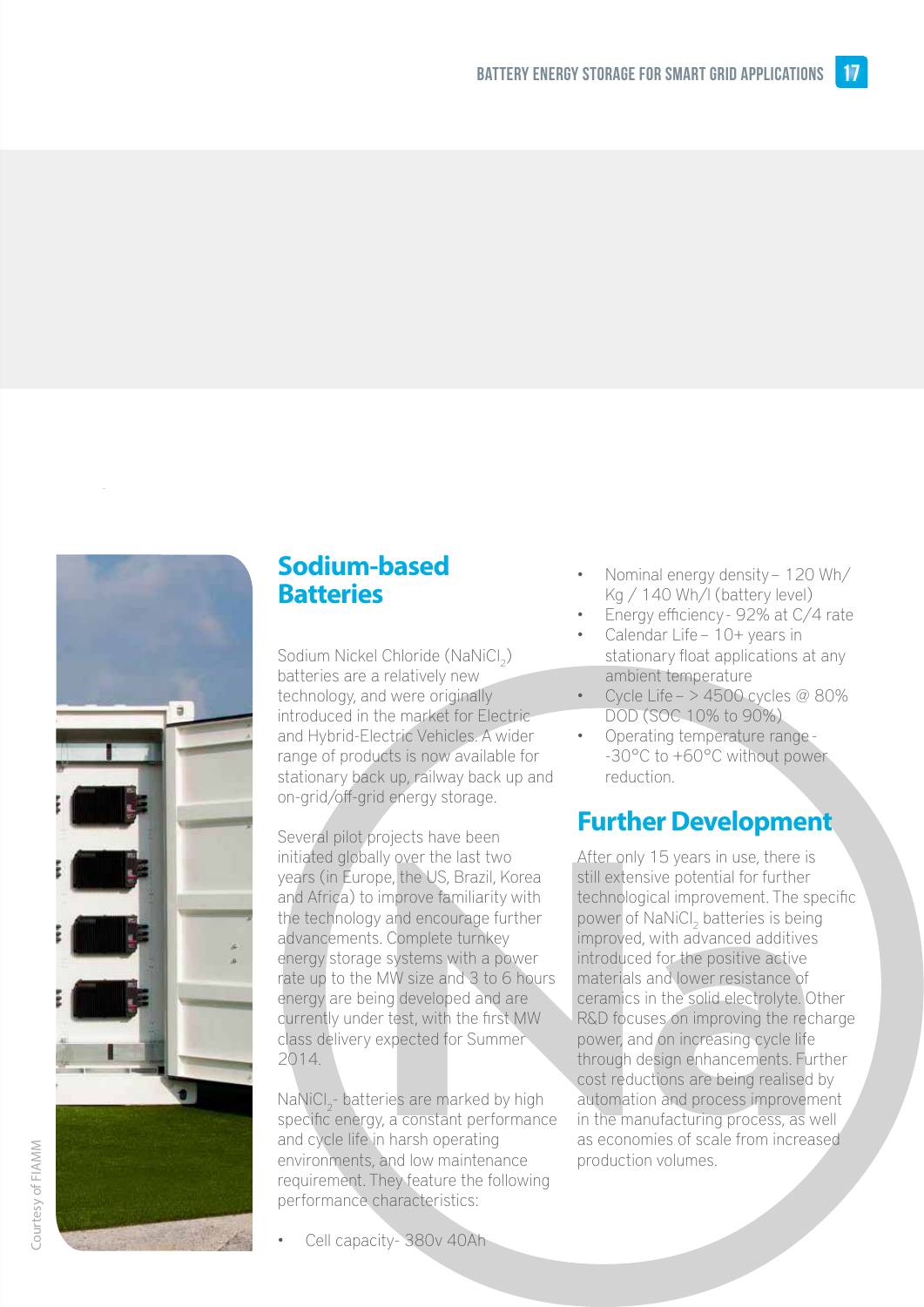## Sodium-based Batteries

Sodium Nickel Chloride ($NaNiCl_2$) batteries are a relatively new technology, and were originally introduced in the market for Electric and Hybrid-Electric Vehicles. A wider range of products is now available for stationary back up, railway back up and on-grid/off-grid energy storage.

Several pilot projects have been initiated globally over the last two years (in Europe, the US, Brazil, Korea and Africa) to improve familiarity with the technology and encourage further advancements. Complete turnkey energy storage systems with a power rate up to the MW size and 3 to 6 hours energy are being developed and are currently under test, with the first MW class delivery expected for Summer 2014.

$NaNiCl_2$- batteries are marked by high specific energy, a constant performance and cycle life in harsh operating environments, and low maintenance requirement. They feature the following performance characteristics:

- Cell capacity- 380v 40Ah
- Nominal energy density – 120 Wh/Kg / 140 Wh/l (battery level)
- Energy efficiency - 92% at C/4 rate
- Calendar Life – 10+ years in stationary float applications at any ambient temperature
- Cycle Life – > 4500 cycles @ 80% DOD (SOC 10% to 90%)
- Operating temperature range - -30°C to +60°C without power reduction.

## Further Development

After only 15 years in use, there is still extensive potential for further technological improvement. The specific power of $NaNiCl_2$ batteries is being improved, with advanced additives introduced for the positive active materials and lower resistance of ceramics in the solid electrolyte. Other R&D focuses on improving the recharge power, and on increasing cycle life through design enhancements. Further cost reductions are being realised by automation and process improvement in the manufacturing process, as well as economies of scale from increased production volumes.

Courtesy of FIAMM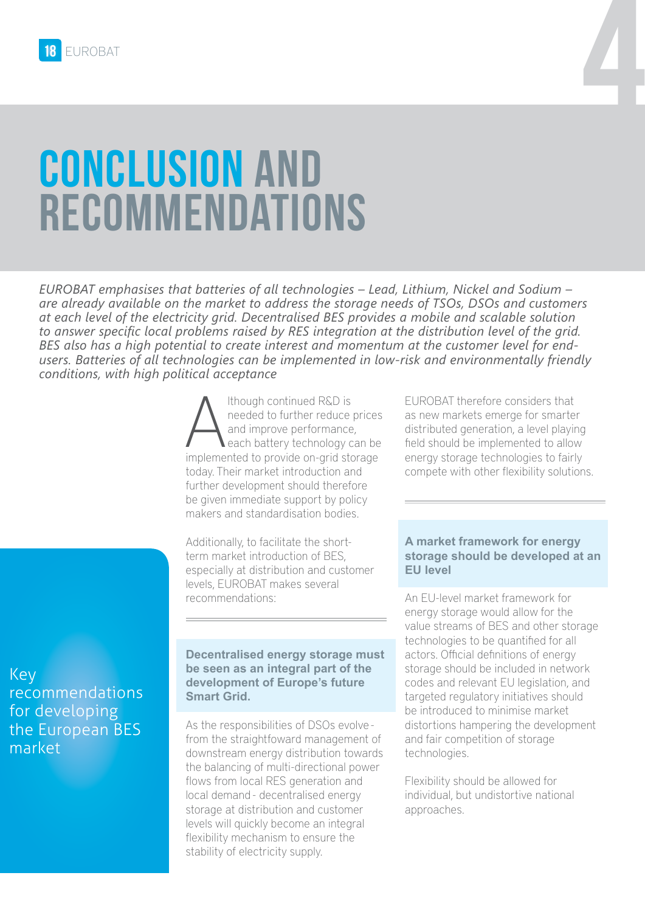# CONCLUSION AND RECOMMENDATIONS

*EUROBAT emphasises that batteries of all technologies – Lead, Lithium, Nickel and Sodium – are already available on the market to address the storage needs of TSOs, DSOs and customers at each level of the electricity grid. Decentralised BES provides a mobile and scalable solution to answer specific local problems raised by RES integration at the distribution level of the grid. BES also has a high potential to create interest and momentum at the customer level for end-users. Batteries of all technologies can be implemented in low-risk and environmentally friendly conditions, with high political acceptance*

Although continued R&D is needed to further reduce prices and improve performance, each battery technology can be implemented to provide on-grid storage today. Their market introduction and further development should therefore be given immediate support by policy makers and standardisation bodies.

Additionally, to facilitate the short-term market introduction of BES, especially at distribution and customer levels, EUROBAT makes several recommendations:

## Key recommendations for developing the European BES market

### Decentralised energy storage must be seen as an integral part of the development of Europe's future Smart Grid.

As the responsibilities of DSOs evolve - from the straightfoward management of downstream energy distribution towards the balancing of multi-directional power flows from local RES generation and local demand - decentralised energy storage at distribution and customer levels will quickly become an integral flexibility mechanism to ensure the stability of electricity supply.

EUROBAT therefore considers that as new markets emerge for smarter distributed generation, a level playing field should be implemented to allow energy storage technologies to fairly compete with other flexibility solutions.

### A market framework for energy storage should be developed at an EU level

An EU-level market framework for energy storage would allow for the value streams of BES and other storage technologies to be quantified for all actors. Official definitions of energy storage should be included in network codes and relevant EU legislation, and targeted regulatory initiatives should be introduced to minimise market distortions hampering the development and fair competition of storage technologies.

Flexibility should be allowed for individual, but undistortive national approaches.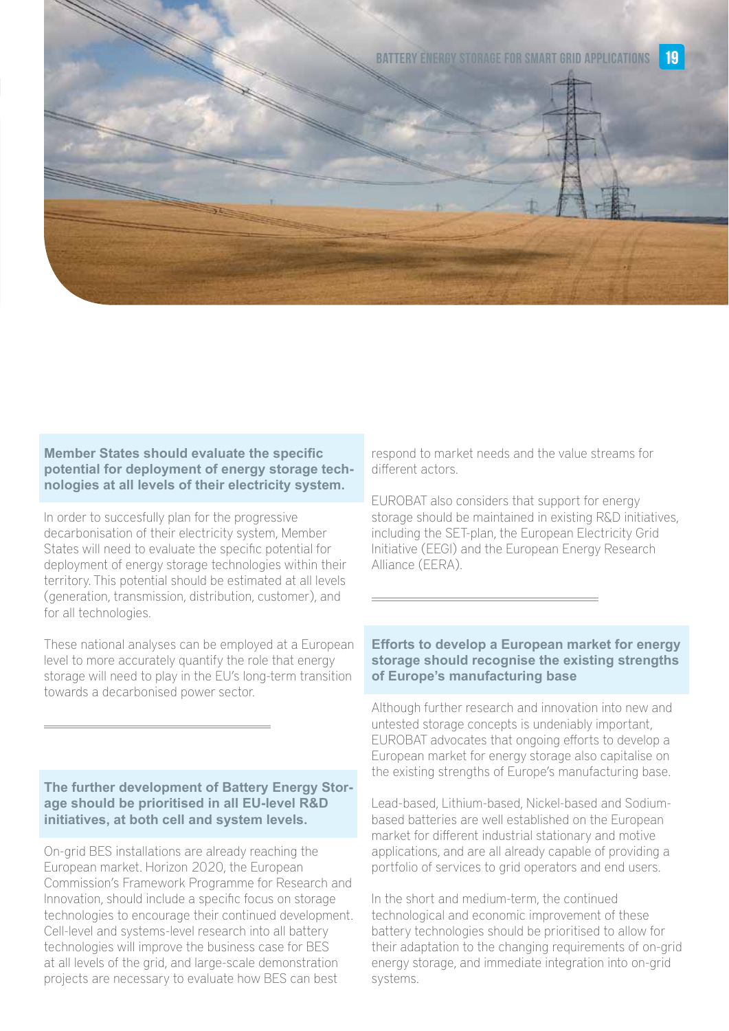## Member States should evaluate the specific potential for deployment of energy storage technologies at all levels of their electricity system.

In order to succesfully plan for the progressive decarbonisation of their electricity system, Member States will need to evaluate the specific potential for deployment of energy storage technologies within their territory. This potential should be estimated at all levels (generation, transmission, distribution, customer), and for all technologies.

These national analyses can be employed at a European level to more accurately quantify the role that energy storage will need to play in the EU's long-term transition towards a decarbonised power sector.

## The further development of Battery Energy Storage should be prioritised in all EU-level R&D initiatives, at both cell and system levels.

On-grid BES installations are already reaching the European market. Horizon 2020, the European Commission's Framework Programme for Research and Innovation, should include a specific focus on storage technologies to encourage their continued development. Cell-level and systems-level research into all battery technologies will improve the business case for BES at all levels of the grid, and large-scale demonstration projects are necessary to evaluate how BES can best respond to market needs and the value streams for different actors.

EUROBAT also considers that support for energy storage should be maintained in existing R&D initiatives, including the SET-plan, the European Electricity Grid Initiative (EEGI) and the European Energy Research Alliance (EERA).

## Efforts to develop a European market for energy storage should recognise the existing strengths of Europe's manufacturing base

Although further research and innovation into new and untested storage concepts is undeniably important, EUROBAT advocates that ongoing efforts to develop a European market for energy storage also capitalise on the existing strengths of Europe's manufacturing base.

Lead-based, Lithium-based, Nickel-based and Sodium-based batteries are well established on the European market for different industrial stationary and motive applications, and are all already capable of providing a portfolio of services to grid operators and end users.

In the short and medium-term, the continued technological and economic improvement of these battery technologies should be prioritised to allow for their adaptation to the changing requirements of on-grid energy storage, and immediate integration into on-grid systems.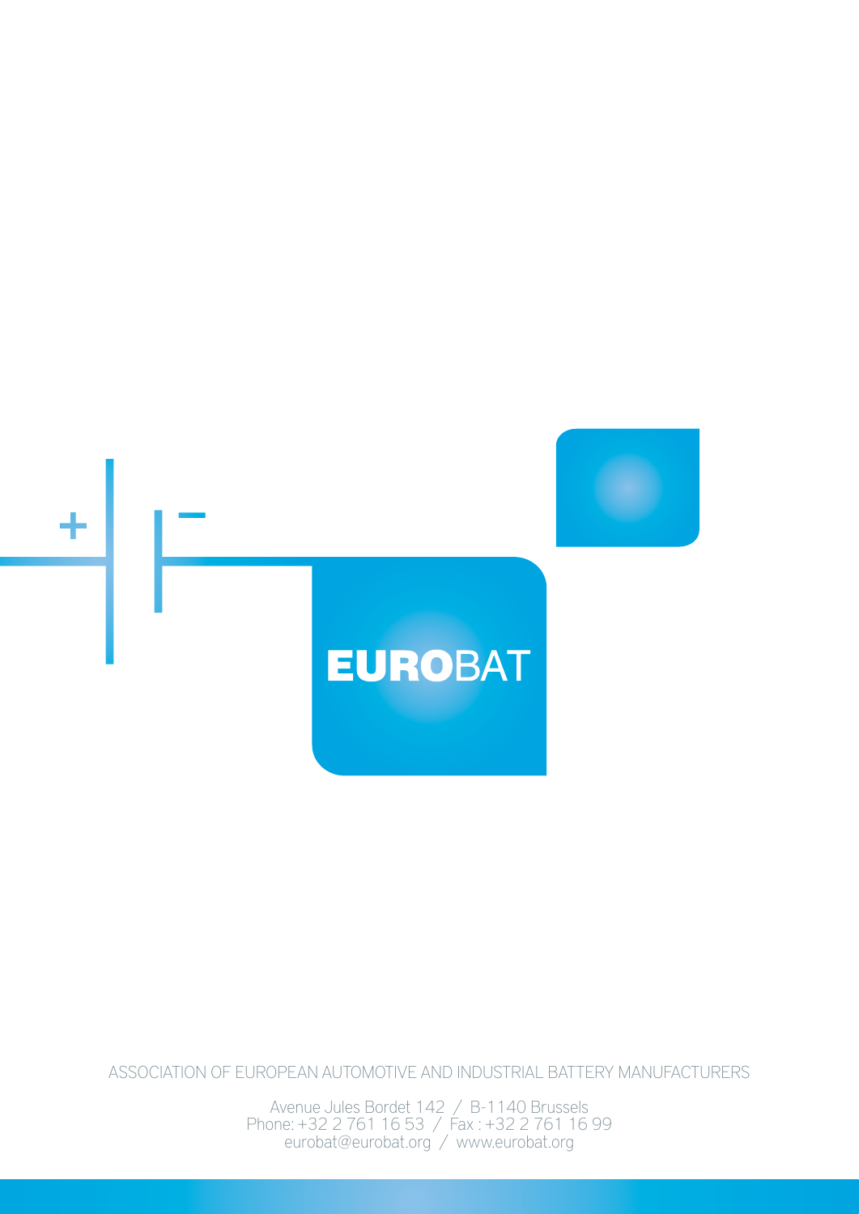EUROBAT

ASSOCIATION OF EUROPEAN AUTOMOTIVE AND INDUSTRIAL BATTERY MANUFACTURERS

Avenue Jules Bordet 142 / B-1140 Brussels
Phone: +32 2 761 16 53 / Fax : +32 2 761 16 99
eurobat@eurobat.org / www.eurobat.org